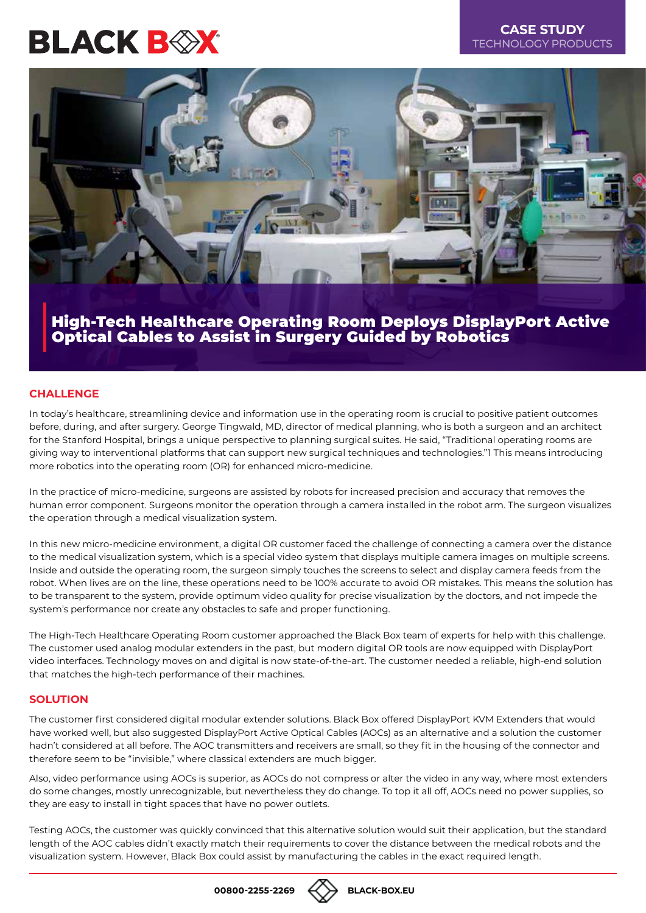BLACK BOX

**CASE STUDY**
TECHNOLOGY PRODUCTS

# High-Tech Healthcare Operating Room Deploys DisplayPort Active Optical Cables to Assist in Surgery Guided by Robotics

## CHALLENGE

In today's healthcare, streamlining device and information use in the operating room is crucial to positive patient outcomes before, during, and after surgery. George Tingwald, MD, director of medical planning, who is both a surgeon and an architect for the Stanford Hospital, brings a unique perspective to planning surgical suites. He said, "Traditional operating rooms are giving way to interventional platforms that can support new surgical techniques and technologies."[1] This means introducing more robotics into the operating room (OR) for enhanced micro-medicine.

In the practice of micro-medicine, surgeons are assisted by robots for increased precision and accuracy that removes the human error component. Surgeons monitor the operation through a camera installed in the robot arm. The surgeon visualizes the operation through a medical visualization system.

In this new micro-medicine environment, a digital OR customer faced the challenge of connecting a camera over the distance to the medical visualization system, which is a special video system that displays multiple camera images on multiple screens. Inside and outside the operating room, the surgeon simply touches the screens to select and display camera feeds from the robot. When lives are on the line, these operations need to be 100% accurate to avoid OR mistakes. This means the solution has to be transparent to the system, provide optimum video quality for precise visualization by the doctors, and not impede the system's performance nor create any obstacles to safe and proper functioning.

The High-Tech Healthcare Operating Room customer approached the Black Box team of experts for help with this challenge. The customer used analog modular extenders in the past, but modern digital OR tools are now equipped with DisplayPort video interfaces. Technology moves on and digital is now state-of-the-art. The customer needed a reliable, high-end solution that matches the high-tech performance of their machines.

## SOLUTION

The customer first considered digital modular extender solutions. Black Box offered DisplayPort KVM Extenders that would have worked well, but also suggested DisplayPort Active Optical Cables (AOCs) as an alternative and a solution the customer hadn't considered at all before. The AOC transmitters and receivers are small, so they fit in the housing of the connector and therefore seem to be "invisible," where classical extenders are much bigger.

Also, video performance using AOCs is superior, as AOCs do not compress or alter the video in any way, where most extenders do some changes, mostly unrecognizable, but nevertheless they do change. To top it all off, AOCs need no power supplies, so they are easy to install in tight spaces that have no power outlets.

Testing AOCs, the customer was quickly convinced that this alternative solution would suit their application, but the standard length of the AOC cables didn't exactly match their requirements to cover the distance between the medical robots and the visualization system. However, Black Box could assist by manufacturing the cables in the exact required length.

00800-2255-2269 BLACK-BOX.EU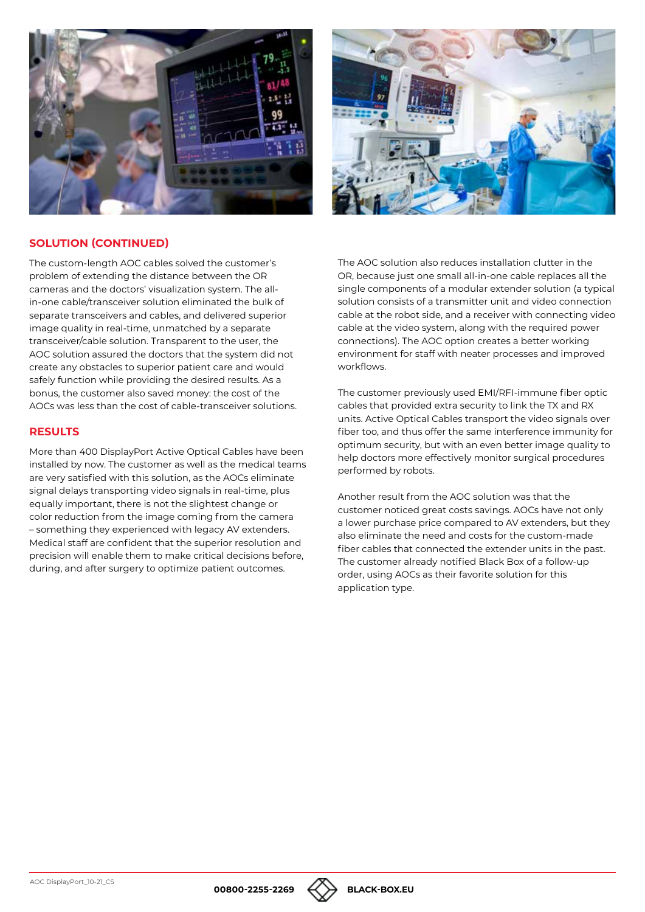## SOLUTION (CONTINUED)

The custom-length AOC cables solved the customer's problem of extending the distance between the OR cameras and the doctors' visualization system. The all-in-one cable/transceiver solution eliminated the bulk of separate transceivers and cables, and delivered superior image quality in real-time, unmatched by a separate transceiver/cable solution. Transparent to the user, the AOC solution assured the doctors that the system did not create any obstacles to superior patient care and would safely function while providing the desired results. As a bonus, the customer also saved money: the cost of the AOCs was less than the cost of cable-transceiver solutions.

## RESULTS

More than 400 DisplayPort Active Optical Cables have been installed by now. The customer as well as the medical teams are very satisfied with this solution, as the AOCs eliminate signal delays transporting video signals in real-time, plus equally important, there is not the slightest change or color reduction from the image coming from the camera – something they experienced with legacy AV extenders. Medical staff are confident that the superior resolution and precision will enable them to make critical decisions before, during, and after surgery to optimize patient outcomes.

The AOC solution also reduces installation clutter in the OR, because just one small all-in-one cable replaces all the single components of a modular extender solution (a typical solution consists of a transmitter unit and video connection cable at the robot side, and a receiver with connecting video cable at the video system, along with the required power connections). The AOC option creates a better working environment for staff with neater processes and improved workflows.

The customer previously used EMI/RFI-immune fiber optic cables that provided extra security to link the TX and RX units. Active Optical Cables transport the video signals over fiber too, and thus offer the same interference immunity for optimum security, but with an even better image quality to help doctors more effectively monitor surgical procedures performed by robots.

Another result from the AOC solution was that the customer noticed great costs savings. AOCs have not only a lower purchase price compared to AV extenders, but they also eliminate the need and costs for the custom-made fiber cables that connected the extender units in the past. The customer already notified Black Box of a follow-up order, using AOCs as their favorite solution for this application type.